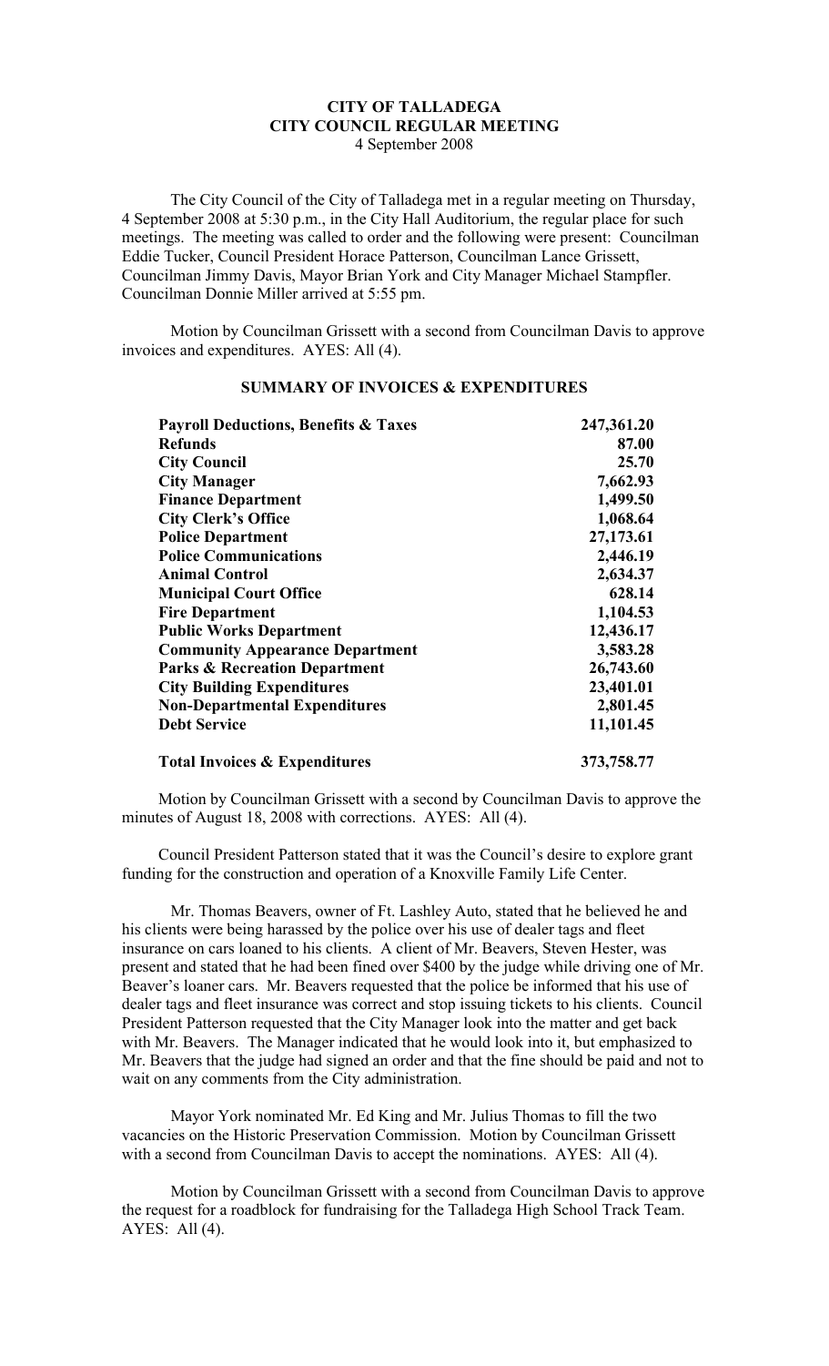# CITY OF TALLADEGA
# CITY COUNCIL REGULAR MEETING
4 September 2008

The City Council of the City of Talladega met in a regular meeting on Thursday, 4 September 2008 at 5:30 p.m., in the City Hall Auditorium, the regular place for such meetings. The meeting was called to order and the following were present: Councilman Eddie Tucker, Council President Horace Patterson, Councilman Lance Grissett, Councilman Jimmy Davis, Mayor Brian York and City Manager Michael Stampfler. Councilman Donnie Miller arrived at 5:55 pm.

Motion by Councilman Grissett with a second from Councilman Davis to approve invoices and expenditures. AYES: All (4).

## SUMMARY OF INVOICES & EXPENDITURES

| | |
|---|---|
| **Payroll Deductions, Benefits & Taxes** | **247,361.20** |
| **Refunds** | **87.00** |
| **City Council** | **25.70** |
| **City Manager** | **7,662.93** |
| **Finance Department** | **1,499.50** |
| **City Clerk's Office** | **1,068.64** |
| **Police Department** | **27,173.61** |
| **Police Communications** | **2,446.19** |
| **Animal Control** | **2,634.37** |
| **Municipal Court Office** | **628.14** |
| **Fire Department** | **1,104.53** |
| **Public Works Department** | **12,436.17** |
| **Community Appearance Department** | **3,583.28** |
| **Parks & Recreation Department** | **26,743.60** |
| **City Building Expenditures** | **23,401.01** |
| **Non-Departmental Expenditures** | **2,801.45** |
| **Debt Service** | **11,101.45** |
| **Total Invoices & Expenditures** | **373,758.77** |

Motion by Councilman Grissett with a second by Councilman Davis to approve the minutes of August 18, 2008 with corrections. AYES: All (4).

Council President Patterson stated that it was the Council's desire to explore grant funding for the construction and operation of a Knoxville Family Life Center.

Mr. Thomas Beavers, owner of Ft. Lashley Auto, stated that he believed he and his clients were being harassed by the police over his use of dealer tags and fleet insurance on cars loaned to his clients. A client of Mr. Beavers, Steven Hester, was present and stated that he had been fined over $400 by the judge while driving one of Mr. Beaver's loaner cars. Mr. Beavers requested that the police be informed that his use of dealer tags and fleet insurance was correct and stop issuing tickets to his clients. Council President Patterson requested that the City Manager look into the matter and get back with Mr. Beavers. The Manager indicated that he would look into it, but emphasized to Mr. Beavers that the judge had signed an order and that the fine should be paid and not to wait on any comments from the City administration.

Mayor York nominated Mr. Ed King and Mr. Julius Thomas to fill the two vacancies on the Historic Preservation Commission. Motion by Councilman Grissett with a second from Councilman Davis to accept the nominations. AYES: All (4).

Motion by Councilman Grissett with a second from Councilman Davis to approve the request for a roadblock for fundraising for the Talladega High School Track Team. AYES: All (4).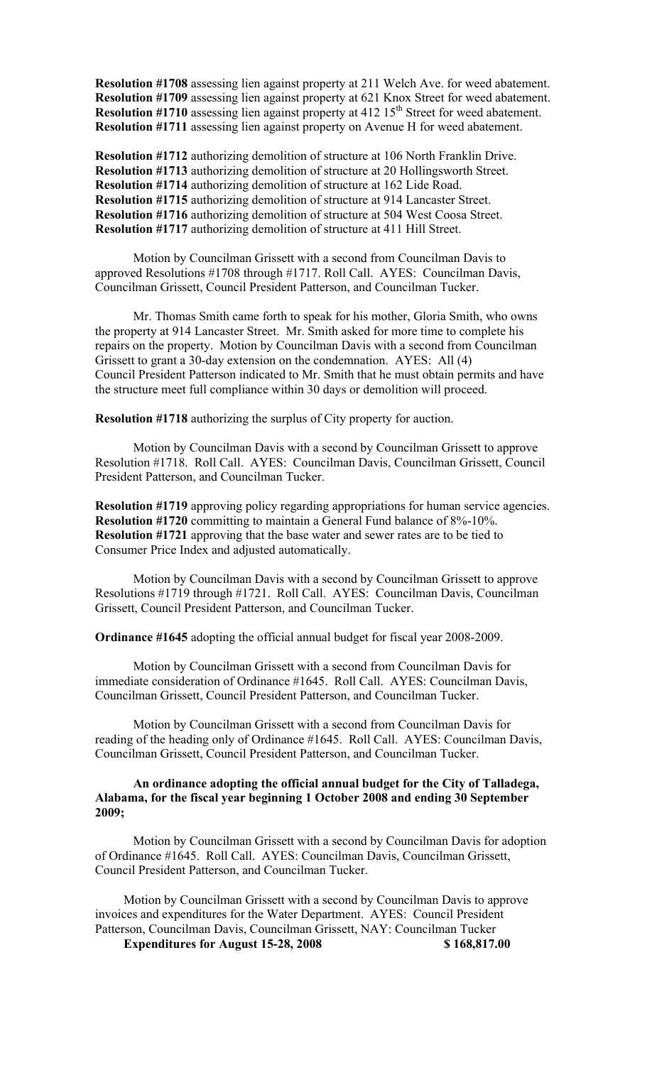**Resolution #1708** assessing lien against property at 211 Welch Ave. for weed abatement.
**Resolution #1709** assessing lien against property at 621 Knox Street for weed abatement.
**Resolution #1710** assessing lien against property at 412 15th Street for weed abatement.
**Resolution #1711** assessing lien against property on Avenue H for weed abatement.

**Resolution #1712** authorizing demolition of structure at 106 North Franklin Drive.
**Resolution #1713** authorizing demolition of structure at 20 Hollingsworth Street.
**Resolution #1714** authorizing demolition of structure at 162 Lide Road.
**Resolution #1715** authorizing demolition of structure at 914 Lancaster Street.
**Resolution #1716** authorizing demolition of structure at 504 West Coosa Street.
**Resolution #1717** authorizing demolition of structure at 411 Hill Street.

Motion by Councilman Grissett with a second from Councilman Davis to approved Resolutions #1708 through #1717. Roll Call. AYES: Councilman Davis, Councilman Grissett, Council President Patterson, and Councilman Tucker.

Mr. Thomas Smith came forth to speak for his mother, Gloria Smith, who owns the property at 914 Lancaster Street. Mr. Smith asked for more time to complete his repairs on the property. Motion by Councilman Davis with a second from Councilman Grissett to grant a 30-day extension on the condemnation. AYES: All (4) Council President Patterson indicated to Mr. Smith that he must obtain permits and have the structure meet full compliance within 30 days or demolition will proceed.

**Resolution #1718** authorizing the surplus of City property for auction.

Motion by Councilman Davis with a second by Councilman Grissett to approve Resolution #1718. Roll Call. AYES: Councilman Davis, Councilman Grissett, Council President Patterson, and Councilman Tucker.

**Resolution #1719** approving policy regarding appropriations for human service agencies.
**Resolution #1720** committing to maintain a General Fund balance of 8%-10%.
**Resolution #1721** approving that the base water and sewer rates are to be tied to Consumer Price Index and adjusted automatically.

Motion by Councilman Davis with a second by Councilman Grissett to approve Resolutions #1719 through #1721. Roll Call. AYES: Councilman Davis, Councilman Grissett, Council President Patterson, and Councilman Tucker.

**Ordinance #1645** adopting the official annual budget for fiscal year 2008-2009.

Motion by Councilman Grissett with a second from Councilman Davis for immediate consideration of Ordinance #1645. Roll Call. AYES: Councilman Davis, Councilman Grissett, Council President Patterson, and Councilman Tucker.

Motion by Councilman Grissett with a second from Councilman Davis for reading of the heading only of Ordinance #1645. Roll Call. AYES: Councilman Davis, Councilman Grissett, Council President Patterson, and Councilman Tucker.

**An ordinance adopting the official annual budget for the City of Talladega, Alabama, for the fiscal year beginning 1 October 2008 and ending 30 September 2009;**

Motion by Councilman Grissett with a second by Councilman Davis for adoption of Ordinance #1645. Roll Call. AYES: Councilman Davis, Councilman Grissett, Council President Patterson, and Councilman Tucker.

Motion by Councilman Grissett with a second by Councilman Davis to approve invoices and expenditures for the Water Department. AYES: Council President Patterson, Councilman Davis, Councilman Grissett, NAY: Councilman Tucker

**Expenditures for August 15-28, 2008 $ 168,817.00**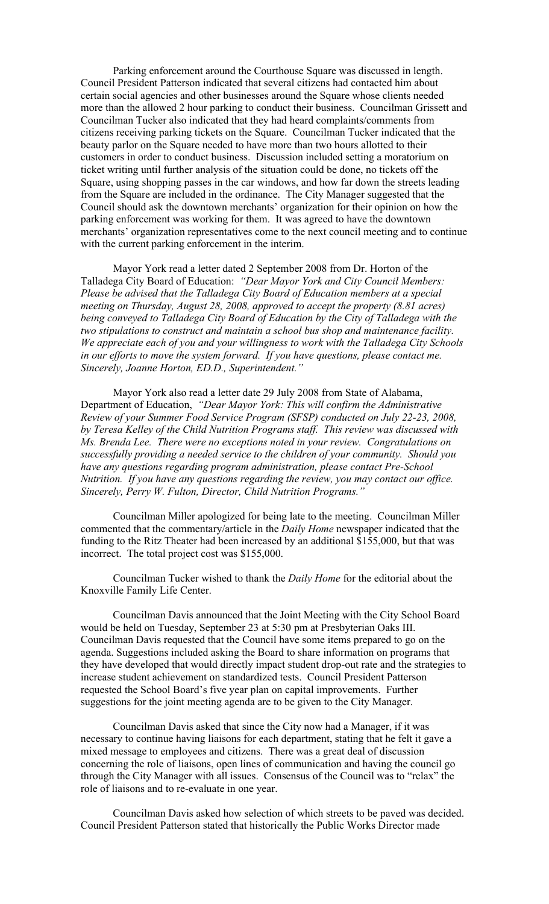Parking enforcement around the Courthouse Square was discussed in length. Council President Patterson indicated that several citizens had contacted him about certain social agencies and other businesses around the Square whose clients needed more than the allowed 2 hour parking to conduct their business. Councilman Grissett and Councilman Tucker also indicated that they had heard complaints/comments from citizens receiving parking tickets on the Square. Councilman Tucker indicated that the beauty parlor on the Square needed to have more than two hours allotted to their customers in order to conduct business. Discussion included setting a moratorium on ticket writing until further analysis of the situation could be done, no tickets off the Square, using shopping passes in the car windows, and how far down the streets leading from the Square are included in the ordinance. The City Manager suggested that the Council should ask the downtown merchants' organization for their opinion on how the parking enforcement was working for them. It was agreed to have the downtown merchants' organization representatives come to the next council meeting and to continue with the current parking enforcement in the interim.

Mayor York read a letter dated 2 September 2008 from Dr. Horton of the Talladega City Board of Education: *"Dear Mayor York and City Council Members: Please be advised that the Talladega City Board of Education members at a special meeting on Thursday, August 28, 2008, approved to accept the property (8.81 acres) being conveyed to Talladega City Board of Education by the City of Talladega with the two stipulations to construct and maintain a school bus shop and maintenance facility. We appreciate each of you and your willingness to work with the Talladega City Schools in our efforts to move the system forward. If you have questions, please contact me. Sincerely, Joanne Horton, ED.D., Superintendent."*

Mayor York also read a letter date 29 July 2008 from State of Alabama, Department of Education, *"Dear Mayor York: This will confirm the Administrative Review of your Summer Food Service Program (SFSP) conducted on July 22-23, 2008, by Teresa Kelley of the Child Nutrition Programs staff. This review was discussed with Ms. Brenda Lee. There were no exceptions noted in your review. Congratulations on successfully providing a needed service to the children of your community. Should you have any questions regarding program administration, please contact Pre-School Nutrition. If you have any questions regarding the review, you may contact our office. Sincerely, Perry W. Fulton, Director, Child Nutrition Programs."*

Councilman Miller apologized for being late to the meeting. Councilman Miller commented that the commentary/article in the *Daily Home* newspaper indicated that the funding to the Ritz Theater had been increased by an additional $155,000, but that was incorrect. The total project cost was $155,000.

Councilman Tucker wished to thank the *Daily Home* for the editorial about the Knoxville Family Life Center.

Councilman Davis announced that the Joint Meeting with the City School Board would be held on Tuesday, September 23 at 5:30 pm at Presbyterian Oaks III. Councilman Davis requested that the Council have some items prepared to go on the agenda. Suggestions included asking the Board to share information on programs that they have developed that would directly impact student drop-out rate and the strategies to increase student achievement on standardized tests. Council President Patterson requested the School Board's five year plan on capital improvements. Further suggestions for the joint meeting agenda are to be given to the City Manager.

Councilman Davis asked that since the City now had a Manager, if it was necessary to continue having liaisons for each department, stating that he felt it gave a mixed message to employees and citizens. There was a great deal of discussion concerning the role of liaisons, open lines of communication and having the council go through the City Manager with all issues. Consensus of the Council was to "relax" the role of liaisons and to re-evaluate in one year.

Councilman Davis asked how selection of which streets to be paved was decided. Council President Patterson stated that historically the Public Works Director made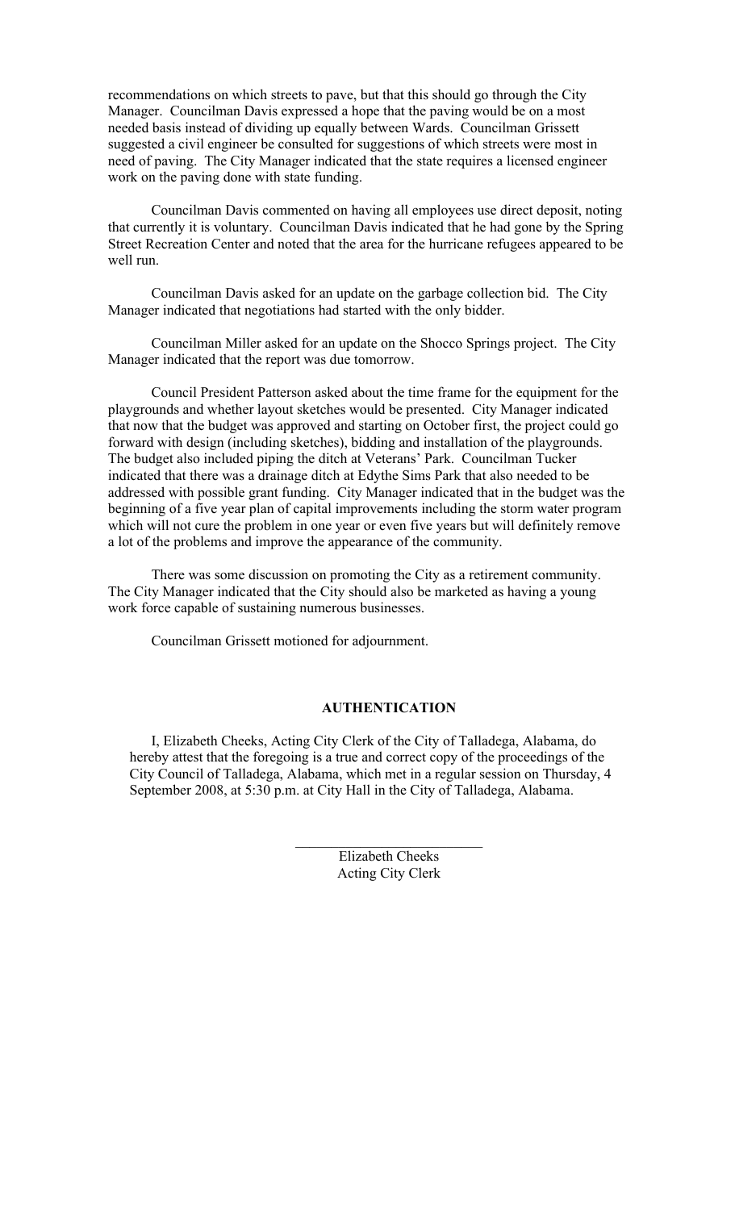recommendations on which streets to pave, but that this should go through the City Manager. Councilman Davis expressed a hope that the paving would be on a most needed basis instead of dividing up equally between Wards. Councilman Grissett suggested a civil engineer be consulted for suggestions of which streets were most in need of paving. The City Manager indicated that the state requires a licensed engineer work on the paving done with state funding.

Councilman Davis commented on having all employees use direct deposit, noting that currently it is voluntary. Councilman Davis indicated that he had gone by the Spring Street Recreation Center and noted that the area for the hurricane refugees appeared to be well run.

Councilman Davis asked for an update on the garbage collection bid. The City Manager indicated that negotiations had started with the only bidder.

Councilman Miller asked for an update on the Shocco Springs project. The City Manager indicated that the report was due tomorrow.

Council President Patterson asked about the time frame for the equipment for the playgrounds and whether layout sketches would be presented. City Manager indicated that now that the budget was approved and starting on October first, the project could go forward with design (including sketches), bidding and installation of the playgrounds. The budget also included piping the ditch at Veterans' Park. Councilman Tucker indicated that there was a drainage ditch at Edythe Sims Park that also needed to be addressed with possible grant funding. City Manager indicated that in the budget was the beginning of a five year plan of capital improvements including the storm water program which will not cure the problem in one year or even five years but will definitely remove a lot of the problems and improve the appearance of the community.

There was some discussion on promoting the City as a retirement community. The City Manager indicated that the City should also be marketed as having a young work force capable of sustaining numerous businesses.

Councilman Grissett motioned for adjournment.

**AUTHENTICATION**

I, Elizabeth Cheeks, Acting City Clerk of the City of Talladega, Alabama, do hereby attest that the foregoing is a true and correct copy of the proceedings of the City Council of Talladega, Alabama, which met in a regular session on Thursday, 4 September 2008, at 5:30 p.m. at City Hall in the City of Talladega, Alabama.

\_\_\_\_\_\_\_\_\_\_\_\_\_\_\_\_\_\_\_\_\_\_\_\_\_\_\_

Elizabeth Cheeks
Acting City Clerk